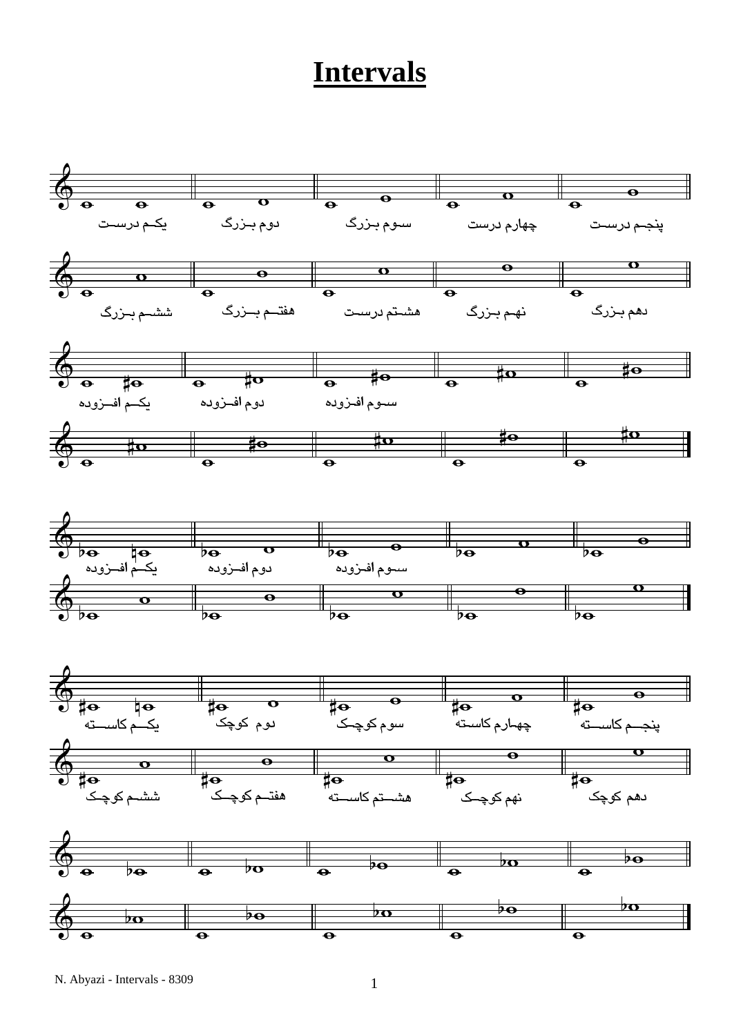# Intervals

یکـم درسـت　دوم بـزرگ　سـوم بـزرگ　چهارم درست　پنجـم درسـت

ششـم بـزرگ　هفتـم بـزرگ　هشـتم درسـت　نهـم بـزرگ　دهم بـزرگ

یکـم افـزوده　دوم افـزوده　سـوم افـزوده

یکـم افـزوده　دوم افـزوده　سـوم افـزوده

یکـم کاسـته　دوم کوچک　سوم کوچـک　چهـارم کاسـته　پنجـم کاسـته

ششـم کوچک　هفتـم کوچـک　هشـتم کاسـته　نهم کوچـک　دهم کوچک